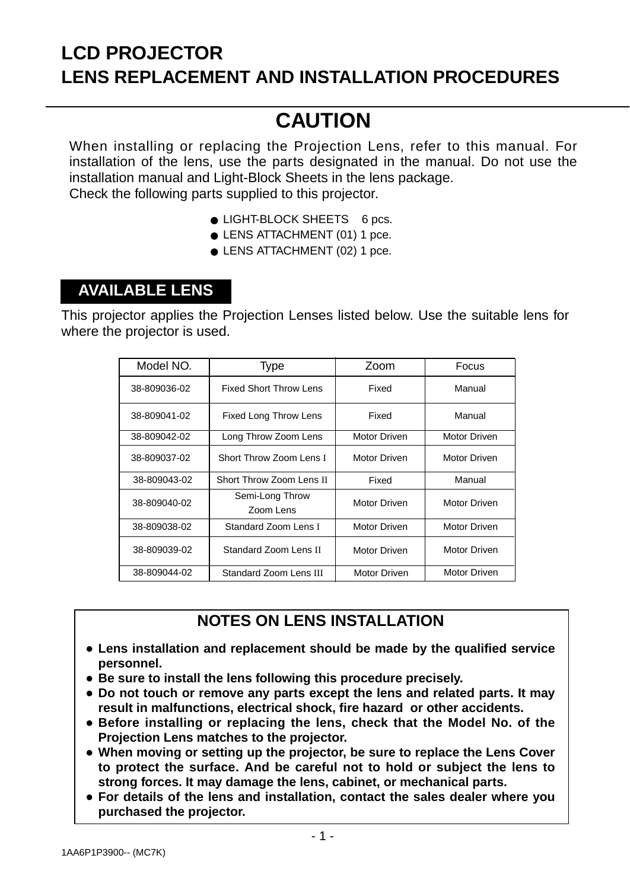# LCD PROJECTOR
# LENS REPLACEMENT AND INSTALLATION PROCEDURES

## CAUTION

When installing or replacing the Projection Lens, refer to this manual. For installation of the lens, use the parts designated in the manual. Do not use the installation manual and Light-Block Sheets in the lens package.
Check the following parts supplied to this projector.

- LIGHT-BLOCK SHEETS 6 pcs.
- LENS ATTACHMENT (01) 1 pce.
- LENS ATTACHMENT (02) 1 pce.

## AVAILABLE LENS

This projector applies the Projection Lenses listed below. Use the suitable lens for where the projector is used.

| Model NO. | Type | Zoom | Focus |
|---|---|---|---|
| 38-809036-02 | Fixed Short Throw Lens | Fixed | Manual |
| 38-809041-02 | Fixed Long Throw Lens | Fixed | Manual |
| 38-809042-02 | Long Throw Zoom Lens | Motor Driven | Motor Driven |
| 38-809037-02 | Short Throw Zoom Lens I | Motor Driven | Motor Driven |
| 38-809043-02 | Short Throw Zoom Lens II | Fixed | Manual |
| 38-809040-02 | Semi-Long Throw Zoom Lens | Motor Driven | Motor Driven |
| 38-809038-02 | Standard Zoom Lens I | Motor Driven | Motor Driven |
| 38-809039-02 | Standard Zoom Lens II | Motor Driven | Motor Driven |
| 38-809044-02 | Standard Zoom Lens III | Motor Driven | Motor Driven |

## NOTES ON LENS INSTALLATION

- **Lens installation and replacement should be made by the qualified service personnel.**
- **Be sure to install the lens following this procedure precisely.**
- **Do not touch or remove any parts except the lens and related parts. It may result in malfunctions, electrical shock, fire hazard or other accidents.**
- **Before installing or replacing the lens, check that the Model No. of the Projection Lens matches to the projector.**
- **When moving or setting up the projector, be sure to replace the Lens Cover to protect the surface. And be careful not to hold or subject the lens to strong forces. It may damage the lens, cabinet, or mechanical parts.**
- **For details of the lens and installation, contact the sales dealer where you purchased the projector.**

1AA6P1P3900-- (MC7K)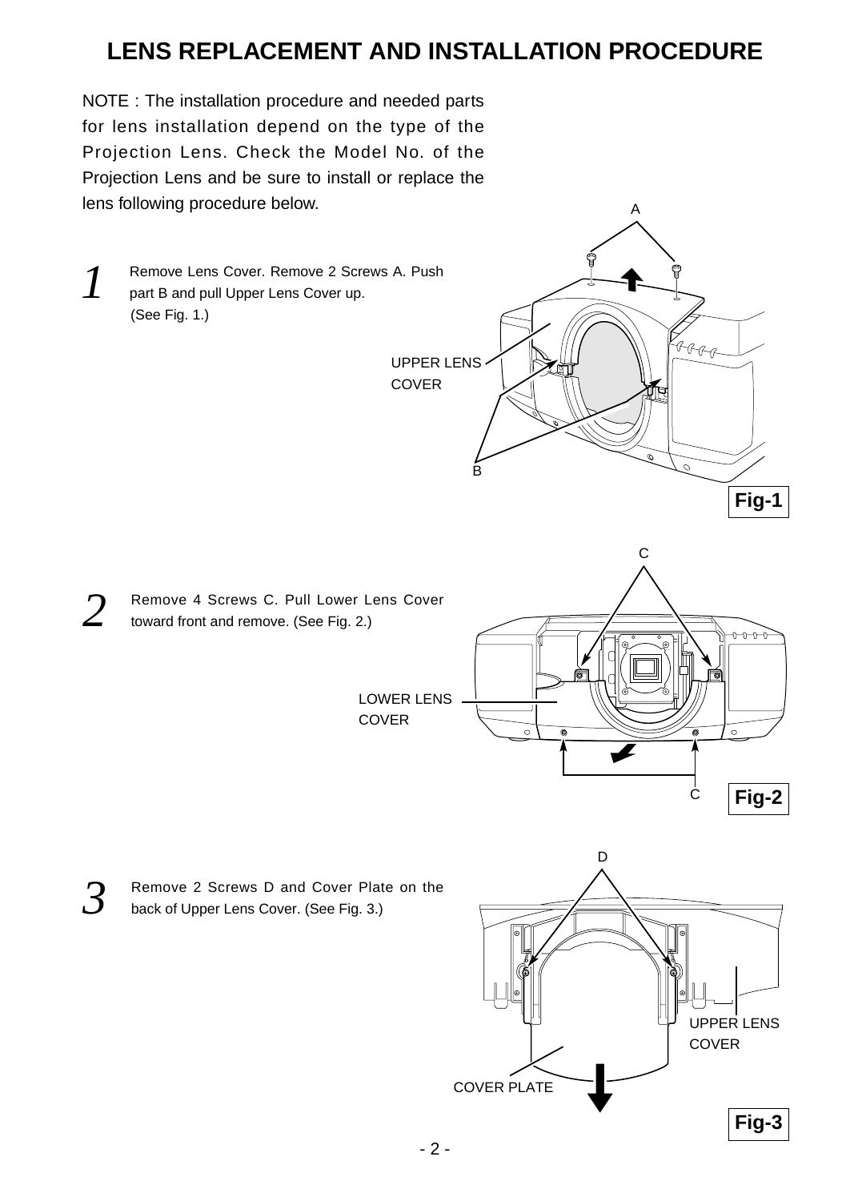# LENS REPLACEMENT AND INSTALLATION PROCEDURE

NOTE : The installation procedure and needed parts for lens installation depend on the type of the Projection Lens. Check the Model No. of the Projection Lens and be sure to install or replace the lens following procedure below.

*1* Remove Lens Cover. Remove 2 Screws A. Push part B and pull Upper Lens Cover up. (See Fig. 1.)

A

UPPER LENS COVER

B

**Fig-1**

*2* Remove 4 Screws C. Pull Lower Lens Cover toward front and remove. (See Fig. 2.)

C

LOWER LENS COVER

C

**Fig-2**

*3* Remove 2 Screws D and Cover Plate on the back of Upper Lens Cover. (See Fig. 3.)

D

UPPER LENS COVER

COVER PLATE

**Fig-3**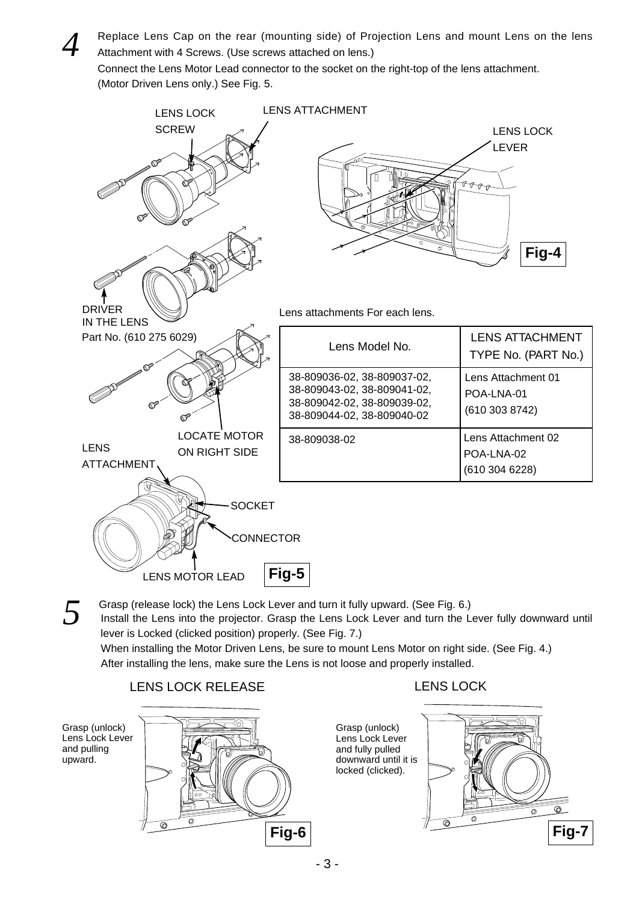4 Replace Lens Cap on the rear (mounting side) of Projection Lens and mount Lens on the lens Attachment with 4 Screws. (Use screws attached on lens.)
Connect the Lens Motor Lead connector to the socket on the right-top of the lens attachment. (Motor Driven Lens only.) See Fig. 5.

LENS LOCK SCREW
LENS ATTACHMENT
LENS LOCK LEVER
DRIVER IN THE LENS
Part No. (610 275 6029)
LOCATE MOTOR ON RIGHT SIDE
LENS ATTACHMENT

Fig-4

Lens attachments For each lens.

| Lens Model No. | LENS ATTACHMENT TYPE No. (PART No.) |
|---|---|
| 38-809036-02, 38-809037-02, 38-809043-02, 38-809041-02, 38-809042-02, 38-809039-02, 38-809044-02, 38-809040-02 | Lens Attachment 01 POA-LNA-01 (610 303 8742) |
| 38-809038-02 | Lens Attachment 02 POA-LNA-02 (610 304 6228) |

SOCKET
CONNECTOR
LENS MOTOR LEAD

Fig-5

5 Grasp (release lock) the Lens Lock Lever and turn it fully upward. (See Fig. 6.)
Install the Lens into the projector. Grasp the Lens Lock Lever and turn the Lever fully downward until lever is Locked (clicked position) properly. (See Fig. 7.)
When installing the Motor Driven Lens, be sure to mount Lens Motor on right side. (See Fig. 4.)
After installing the lens, make sure the Lens is not loose and properly installed.

LENS LOCK RELEASE

Grasp (unlock) Lens Lock Lever and pulling upward.

Fig-6

LENS LOCK

Grasp (unlock) Lens Lock Lever and fully pulled downward until it is locked (clicked).

Fig-7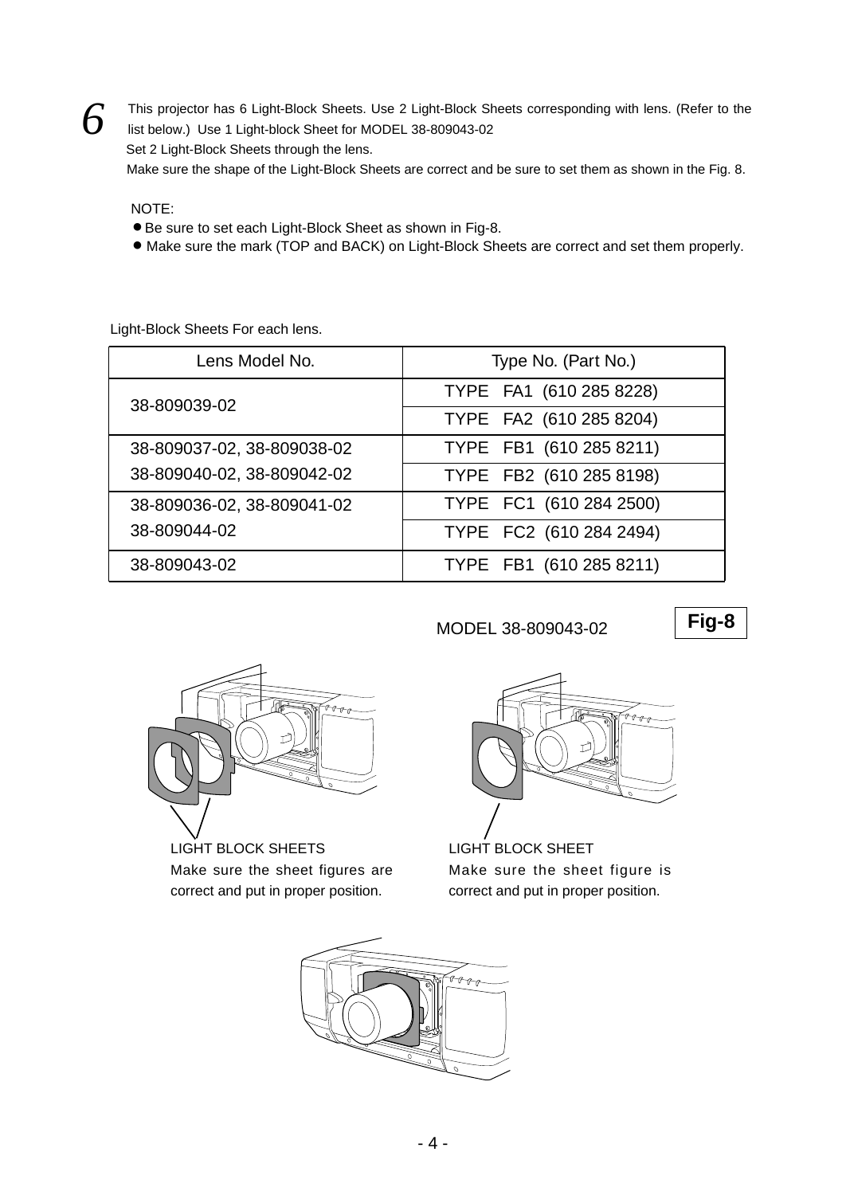**6** This projector has 6 Light-Block Sheets. Use 2 Light-Block Sheets corresponding with lens. (Refer to the list below.) Use 1 Light-block Sheet for MODEL 38-809043-02

Set 2 Light-Block Sheets through the lens.

Make sure the shape of the Light-Block Sheets are correct and be sure to set them as shown in the Fig. 8.

NOTE:

- Be sure to set each Light-Block Sheet as shown in Fig-8.
- Make sure the mark (TOP and BACK) on Light-Block Sheets are correct and set them properly.

Light-Block Sheets For each lens.

| Lens Model No. | Type No. (Part No.) |
|---|---|
| 38-809039-02 | TYPE FA1 (610 285 8228) |
| | TYPE FA2 (610 285 8204) |
| 38-809037-02, 38-809038-02 | TYPE FB1 (610 285 8211) |
| 38-809040-02, 38-809042-02 | TYPE FB2 (610 285 8198) |
| 38-809036-02, 38-809041-02 | TYPE FC1 (610 284 2500) |
| 38-809044-02 | TYPE FC2 (610 284 2494) |
| 38-809043-02 | TYPE FB1 (610 285 8211) |

**Fig-8**

MODEL 38-809043-02

LIGHT BLOCK SHEETS
Make sure the sheet figures are correct and put in proper position.

LIGHT BLOCK SHEET
Make sure the sheet figure is correct and put in proper position.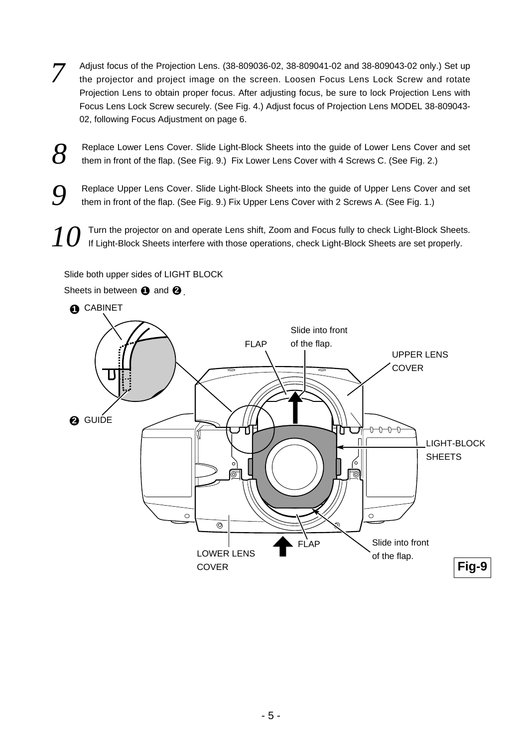**7** Adjust focus of the Projection Lens. (38-809036-02, 38-809041-02 and 38-809043-02 only.) Set up the projector and project image on the screen. Loosen Focus Lens Lock Screw and rotate Projection Lens to obtain proper focus. After adjusting focus, be sure to lock Projection Lens with Focus Lens Lock Screw securely. (See Fig. 4.) Adjust focus of Projection Lens MODEL 38-809043-02, following Focus Adjustment on page 6.

**8** Replace Lower Lens Cover. Slide Light-Block Sheets into the guide of Lower Lens Cover and set them in front of the flap. (See Fig. 9.) Fix Lower Lens Cover with 4 Screws C. (See Fig. 2.)

**9** Replace Upper Lens Cover. Slide Light-Block Sheets into the guide of Upper Lens Cover and set them in front of the flap. (See Fig. 9.) Fix Upper Lens Cover with 2 Screws A. (See Fig. 1.)

**10** Turn the projector on and operate Lens shift, Zoom and Focus fully to check Light-Block Sheets. If Light-Block Sheets interfere with those operations, check Light-Block Sheets are set properly.

Slide both upper sides of LIGHT BLOCK Sheets in between ❶ and ❷.

❶ CABINET

❷ GUIDE

FLAP

Slide into front of the flap.

UPPER LENS COVER

LIGHT-BLOCK SHEETS

LOWER LENS COVER

FLAP

Slide into front of the flap.

**Fig-9**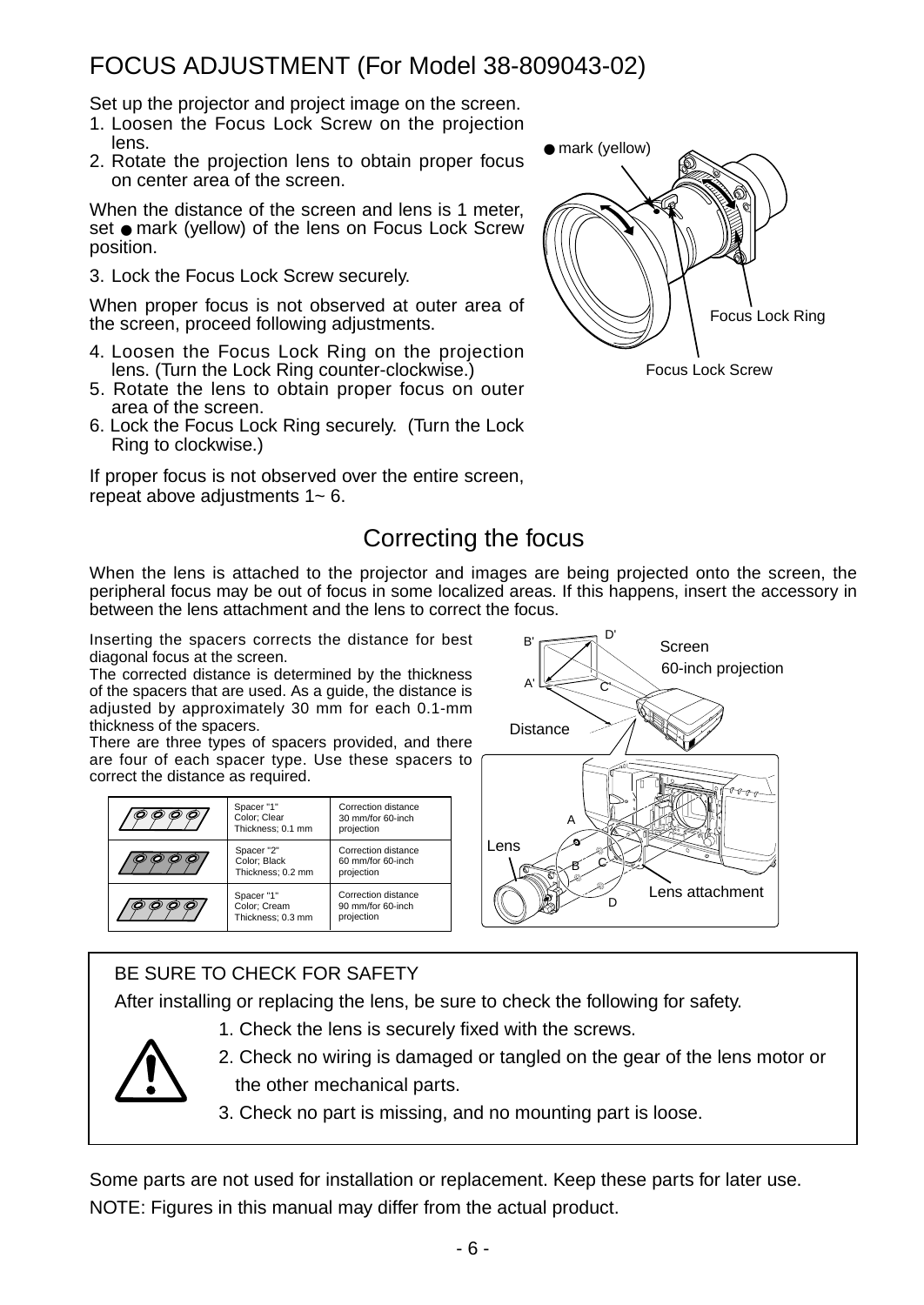# FOCUS ADJUSTMENT (For Model 38-809043-02)

Set up the projector and project image on the screen.

1. Loosen the Focus Lock Screw on the projection lens.
2. Rotate the projection lens to obtain proper focus on center area of the screen.

When the distance of the screen and lens is 1 meter, set ● mark (yellow) of the lens on Focus Lock Screw position.

3. Lock the Focus Lock Screw securely.

When proper focus is not observed at outer area of the screen, proceed following adjustments.

4. Loosen the Focus Lock Ring on the projection lens. (Turn the Lock Ring counter-clockwise.)
5. Rotate the lens to obtain proper focus on outer area of the screen.
6. Lock the Focus Lock Ring securely. (Turn the Lock Ring to clockwise.)

If proper focus is not observed over the entire screen, repeat above adjustments 1~ 6.

● mark (yellow)

Focus Lock Ring

Focus Lock Screw

## Correcting the focus

When the lens is attached to the projector and images are being projected onto the screen, the peripheral focus may be out of focus in some localized areas. If this happens, insert the accessory in between the lens attachment and the lens to correct the focus.

Inserting the spacers corrects the distance for best diagonal focus at the screen.
The corrected distance is determined by the thickness of the spacers that are used. As a guide, the distance is adjusted by approximately 30 mm for each 0.1-mm thickness of the spacers.
There are three types of spacers provided, and there are four of each spacer type. Use these spacers to correct the distance as required.

| | Spacer | Correction distance |
|---|---|---|
| | Spacer "1" Color; Clear Thickness; 0.1 mm | Correction distance 30 mm/for 60-inch projection |
| | Spacer "2" Color; Black Thickness; 0.2 mm | Correction distance 60 mm/for 60-inch projection |
| | Spacer "1" Color; Cream Thickness; 0.3 mm | Correction distance 90 mm/for 60-inch projection |

Screen
60-inch projection
Distance
Lens
Lens attachment

BE SURE TO CHECK FOR SAFETY

After installing or replacing the lens, be sure to check the following for safety.

1. Check the lens is securely fixed with the screws.
2. Check no wiring is damaged or tangled on the gear of the lens motor or the other mechanical parts.
3. Check no part is missing, and no mounting part is loose.

Some parts are not used for installation or replacement. Keep these parts for later use.

NOTE: Figures in this manual may differ from the actual product.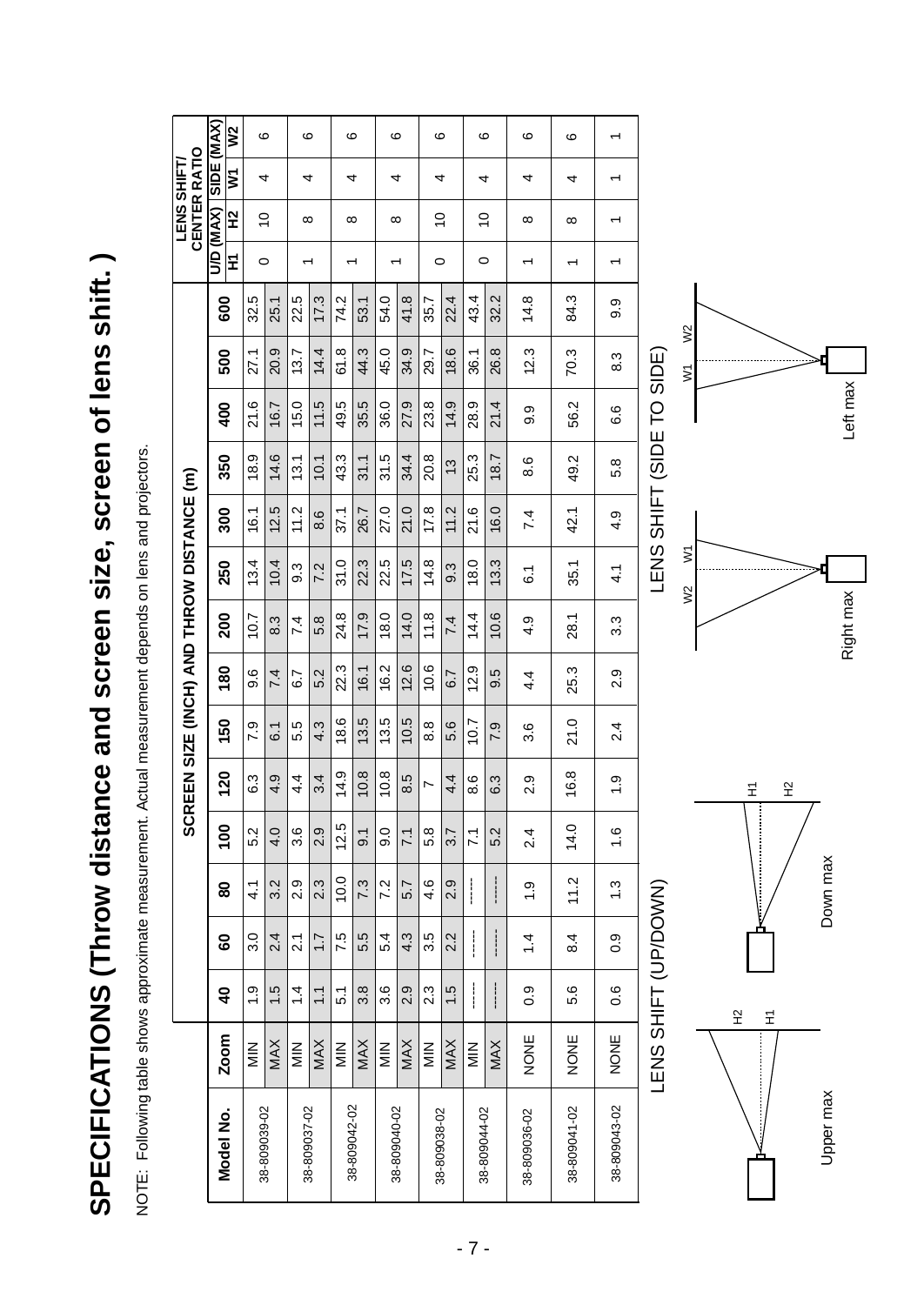# SPECIFICATIONS (Throw distance and screen size, screen of lens shift. )

NOTE: Following table shows approximate measurement. Actual measurement depends on lens and projectors.

| Model No. | Zoom | SCREEN SIZE (INCH) AND THROW DISTANCE (m) | | | | | | | | | | | | | | LENS SHIFT/ CENTER RATIO | | | |
|---|---|---|---|---|---|---|---|---|---|---|---|---|---|---|---|---|---|---|---|
| | | | | | | | | | | | | | | | | U/D (MAX) | | SIDE (MAX) | |
| | | 40 | 60 | 80 | 100 | 120 | 150 | 180 | 200 | 250 | 300 | 350 | 400 | 500 | 600 | H1 | H2 | W1 | W2 |
| 38-809039-02 | MIN | 1.9 | 3.0 | 4.1 | 5.2 | 6.3 | 7.9 | 9.6 | 10.7 | 13.4 | 16.1 | 18.9 | 21.6 | 27.1 | 32.5 | 0 | 10 | 4 | 6 |
| | MAX | 1.5 | 2.4 | 3.2 | 4.0 | 4.9 | 6.1 | 7.4 | 8.3 | 10.4 | 12.5 | 14.6 | 16.7 | 20.9 | 25.1 | | | | |
| 38-809037-02 | MIN | 1.4 | 2.1 | 2.9 | 3.6 | 4.4 | 5.5 | 6.7 | 7.4 | 9.3 | 11.2 | 13.1 | 15.0 | 13.7 | 22.5 | 1 | 8 | 4 | 6 |
| | MAX | 1.1 | 1.7 | 2.3 | 2.9 | 3.4 | 4.3 | 5.2 | 5.8 | 7.2 | 8.6 | 10.1 | 11.5 | 14.4 | 17.3 | | | | |
| 38-809042-02 | MIN | 5.1 | 7.5 | 10.0 | 12.5 | 14.9 | 18.6 | 22.3 | 24.8 | 31.0 | 37.1 | 43.3 | 49.5 | 61.8 | 74.2 | 1 | 8 | 4 | 6 |
| | MAX | 3.8 | 5.5 | 7.3 | 9.1 | 10.8 | 13.5 | 16.1 | 17.9 | 22.3 | 26.7 | 31.1 | 35.5 | 44.3 | 53.1 | | | | |
| 38-809040-02 | MIN | 3.6 | 5.4 | 7.2 | 9.0 | 10.8 | 13.5 | 16.2 | 18.0 | 22.5 | 27.0 | 31.5 | 36.0 | 45.0 | 54.0 | 1 | 8 | 4 | 6 |
| | MAX | 2.9 | 4.3 | 5.7 | 7.1 | 8.5 | 10.5 | 12.6 | 14.0 | 17.5 | 21.0 | 34.4 | 27.9 | 34.9 | 41.8 | | | | |
| 38-809038-02 | MIN | 2.3 | 3.5 | 4.6 | 5.8 | 7 | 8.8 | 10.6 | 11.8 | 14.8 | 17.8 | 20.8 | 23.8 | 29.7 | 35.7 | 0 | 10 | 4 | 6 |
| | MAX | 1.5 | 2.2 | 2.9 | 3.7 | 4.4 | 5.6 | 6.7 | 7.4 | 9.3 | 11.2 | 13 | 14.9 | 18.6 | 22.4 | | | | |
| 38-809044-02 | MIN | ----- | ----- | ----- | 7.1 | 8.6 | 10.7 | 12.9 | 14.4 | 18.0 | 21.6 | 25.3 | 28.9 | 36.1 | 43.4 | 0 | 10 | 4 | 6 |
| | MAX | ----- | ----- | ----- | 5.2 | 6.3 | 7.9 | 9.5 | 10.6 | 13.3 | 16.0 | 18.7 | 21.4 | 26.8 | 32.2 | | | | |
| 38-809036-02 | NONE | 0.9 | 1.4 | 1.9 | 2.4 | 2.9 | 3.6 | 4.4 | 4.9 | 6.1 | 7.4 | 8.6 | 9.9 | 12.3 | 14.8 | 1 | 8 | 4 | 6 |
| 38-809041-02 | NONE | 5.6 | 8.4 | 11.2 | 14.0 | 16.8 | 21.0 | 25.3 | 28.1 | 35.1 | 42.1 | 49.2 | 56.2 | 70.3 | 84.3 | 1 | 8 | 4 | 6 |
| 38-809043-02 | NONE | 0.6 | 0.9 | 1.3 | 1.6 | 1.9 | 2.4 | 2.9 | 3.3 | 4.1 | 4.9 | 5.8 | 6.6 | 8.3 | 9.9 | 1 | 1 | 1 | 1 |

LENS SHIFT (UP/DOWN)

H2
H1
Upper max

H1
H2
Down max

LENS SHIFT (SIDE TO SIDE)

W2 W1
Right max

W1 W2
Left max